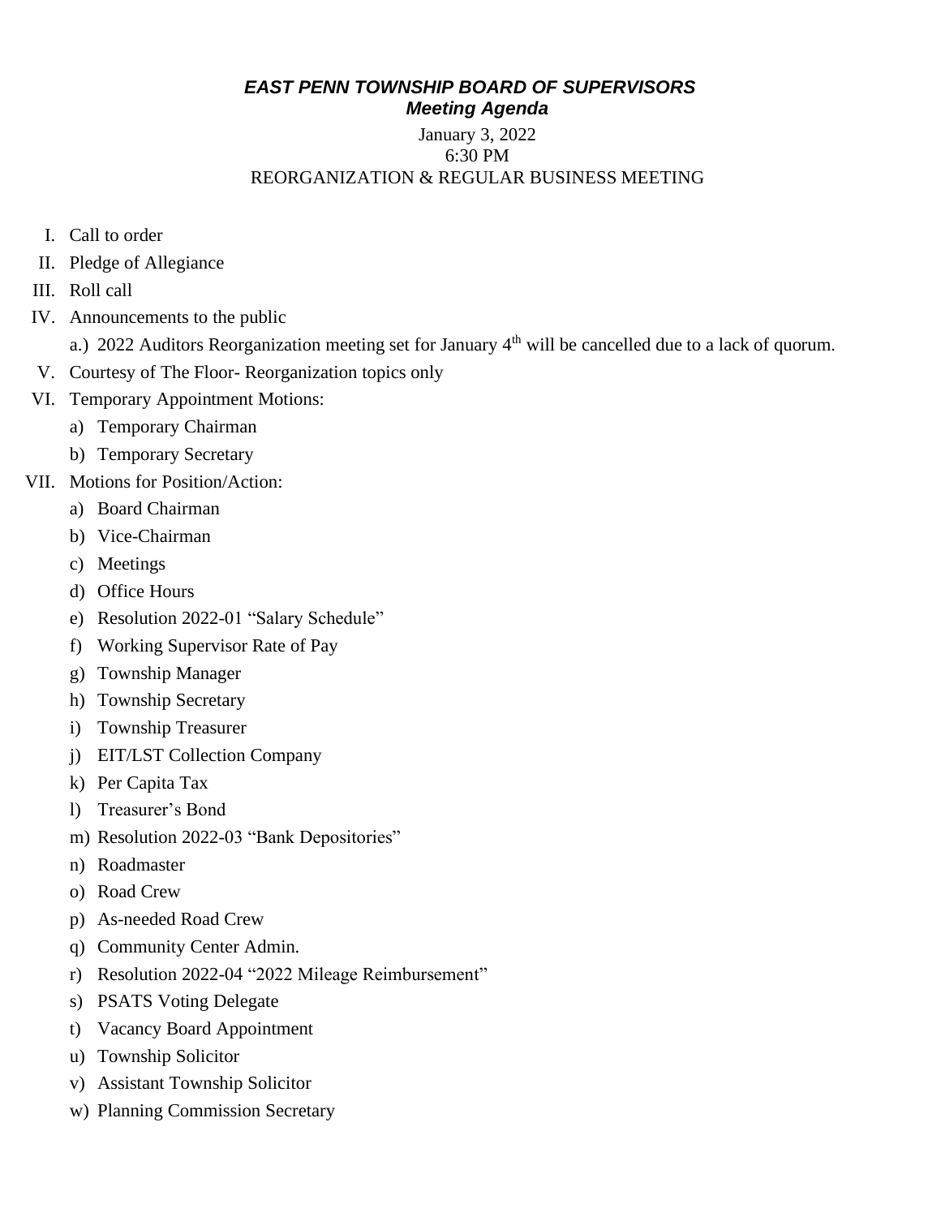# *EAST PENN TOWNSHIP BOARD OF SUPERVISORS*
## *Meeting Agenda*

January 3, 2022
6:30 PM
REORGANIZATION & REGULAR BUSINESS MEETING

I. Call to order
II. Pledge of Allegiance
III. Roll call
IV. Announcements to the public
   a.) 2022 Auditors Reorganization meeting set for January 4th will be cancelled due to a lack of quorum.
V. Courtesy of The Floor- Reorganization topics only
VI. Temporary Appointment Motions:
   a) Temporary Chairman
   b) Temporary Secretary
VII. Motions for Position/Action:
   a) Board Chairman
   b) Vice-Chairman
   c) Meetings
   d) Office Hours
   e) Resolution 2022-01 "Salary Schedule"
   f) Working Supervisor Rate of Pay
   g) Township Manager
   h) Township Secretary
   i) Township Treasurer
   j) EIT/LST Collection Company
   k) Per Capita Tax
   l) Treasurer's Bond
   m) Resolution 2022-03 "Bank Depositories"
   n) Roadmaster
   o) Road Crew
   p) As-needed Road Crew
   q) Community Center Admin.
   r) Resolution 2022-04 "2022 Mileage Reimbursement"
   s) PSATS Voting Delegate
   t) Vacancy Board Appointment
   u) Township Solicitor
   v) Assistant Township Solicitor
   w) Planning Commission Secretary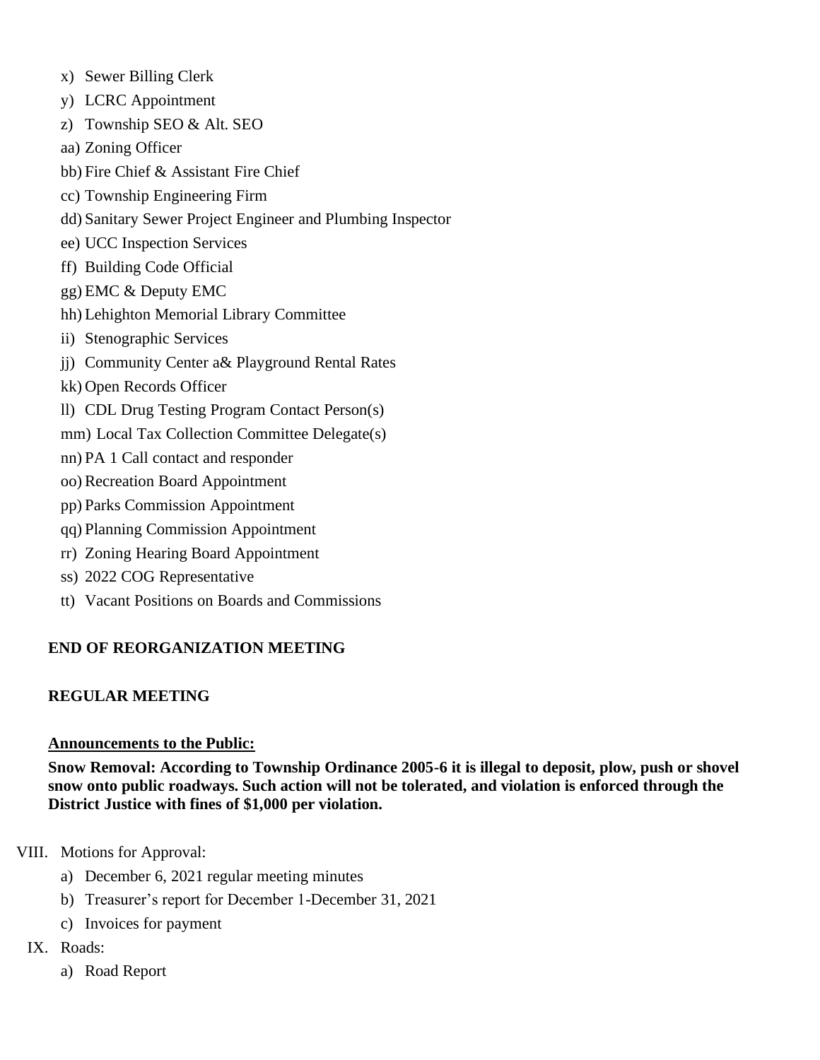x) Sewer Billing Clerk
y) LCRC Appointment
z) Township SEO & Alt. SEO
aa) Zoning Officer
bb) Fire Chief & Assistant Fire Chief
cc) Township Engineering Firm
dd) Sanitary Sewer Project Engineer and Plumbing Inspector
ee) UCC Inspection Services
ff) Building Code Official
gg) EMC & Deputy EMC
hh) Lehighton Memorial Library Committee
ii) Stenographic Services
jj) Community Center a& Playground Rental Rates
kk) Open Records Officer
ll) CDL Drug Testing Program Contact Person(s)
mm) Local Tax Collection Committee Delegate(s)
nn) PA 1 Call contact and responder
oo) Recreation Board Appointment
pp) Parks Commission Appointment
qq) Planning Commission Appointment
rr) Zoning Hearing Board Appointment
ss) 2022 COG Representative
tt) Vacant Positions on Boards and Commissions

**END OF REORGANIZATION MEETING**

**REGULAR MEETING**

**Announcements to the Public:**

**Snow Removal: According to Township Ordinance 2005-6 it is illegal to deposit, plow, push or shovel snow onto public roadways. Such action will not be tolerated, and violation is enforced through the District Justice with fines of $1,000 per violation.**

VIII. Motions for Approval:

a) December 6, 2021 regular meeting minutes
b) Treasurer's report for December 1-December 31, 2021
c) Invoices for payment

IX. Roads:

a) Road Report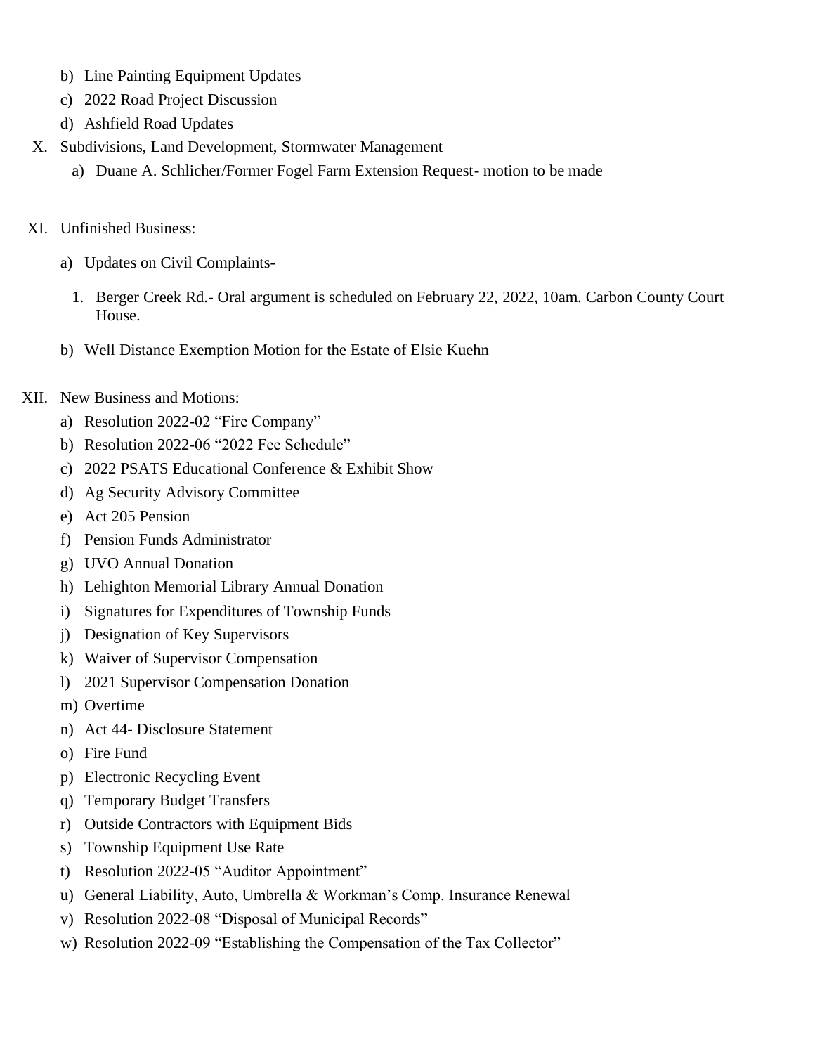b) Line Painting Equipment Updates
c) 2022 Road Project Discussion
d) Ashfield Road Updates

X. Subdivisions, Land Development, Stormwater Management

   a) Duane A. Schlicher/Former Fogel Farm Extension Request- motion to be made

XI. Unfinished Business:

   a) Updates on Civil Complaints-

      1. Berger Creek Rd.- Oral argument is scheduled on February 22, 2022, 10am. Carbon County Court House.

   b) Well Distance Exemption Motion for the Estate of Elsie Kuehn

XII. New Business and Motions:

   a) Resolution 2022-02 "Fire Company"
   b) Resolution 2022-06 "2022 Fee Schedule"
   c) 2022 PSATS Educational Conference & Exhibit Show
   d) Ag Security Advisory Committee
   e) Act 205 Pension
   f) Pension Funds Administrator
   g) UVO Annual Donation
   h) Lehighton Memorial Library Annual Donation
   i) Signatures for Expenditures of Township Funds
   j) Designation of Key Supervisors
   k) Waiver of Supervisor Compensation
   l) 2021 Supervisor Compensation Donation
   m) Overtime
   n) Act 44- Disclosure Statement
   o) Fire Fund
   p) Electronic Recycling Event
   q) Temporary Budget Transfers
   r) Outside Contractors with Equipment Bids
   s) Township Equipment Use Rate
   t) Resolution 2022-05 "Auditor Appointment"
   u) General Liability, Auto, Umbrella & Workman's Comp. Insurance Renewal
   v) Resolution 2022-08 "Disposal of Municipal Records"
   w) Resolution 2022-09 "Establishing the Compensation of the Tax Collector"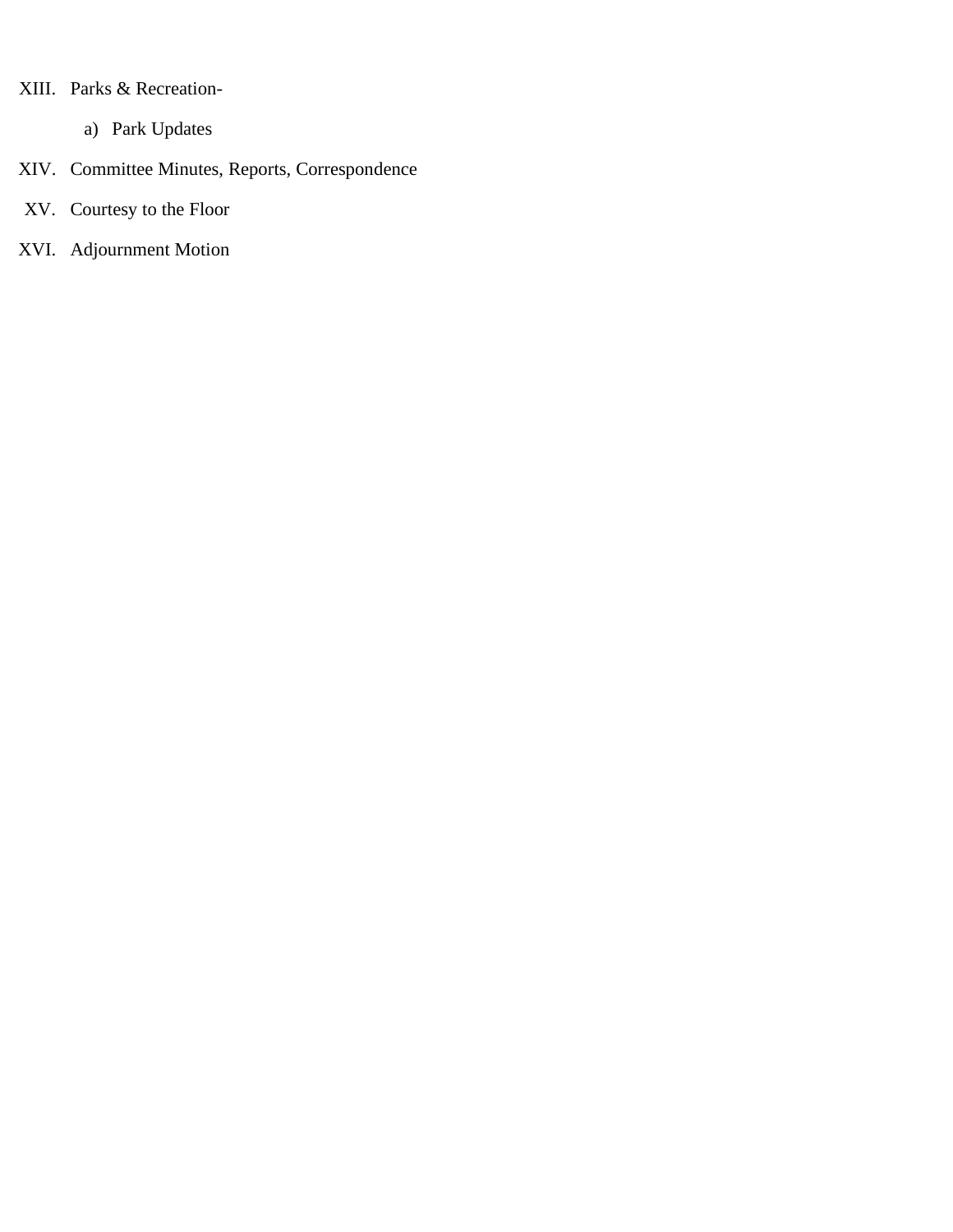XIII. Parks & Recreation-

   a) Park Updates

XIV. Committee Minutes, Reports, Correspondence

XV. Courtesy to the Floor

XVI. Adjournment Motion